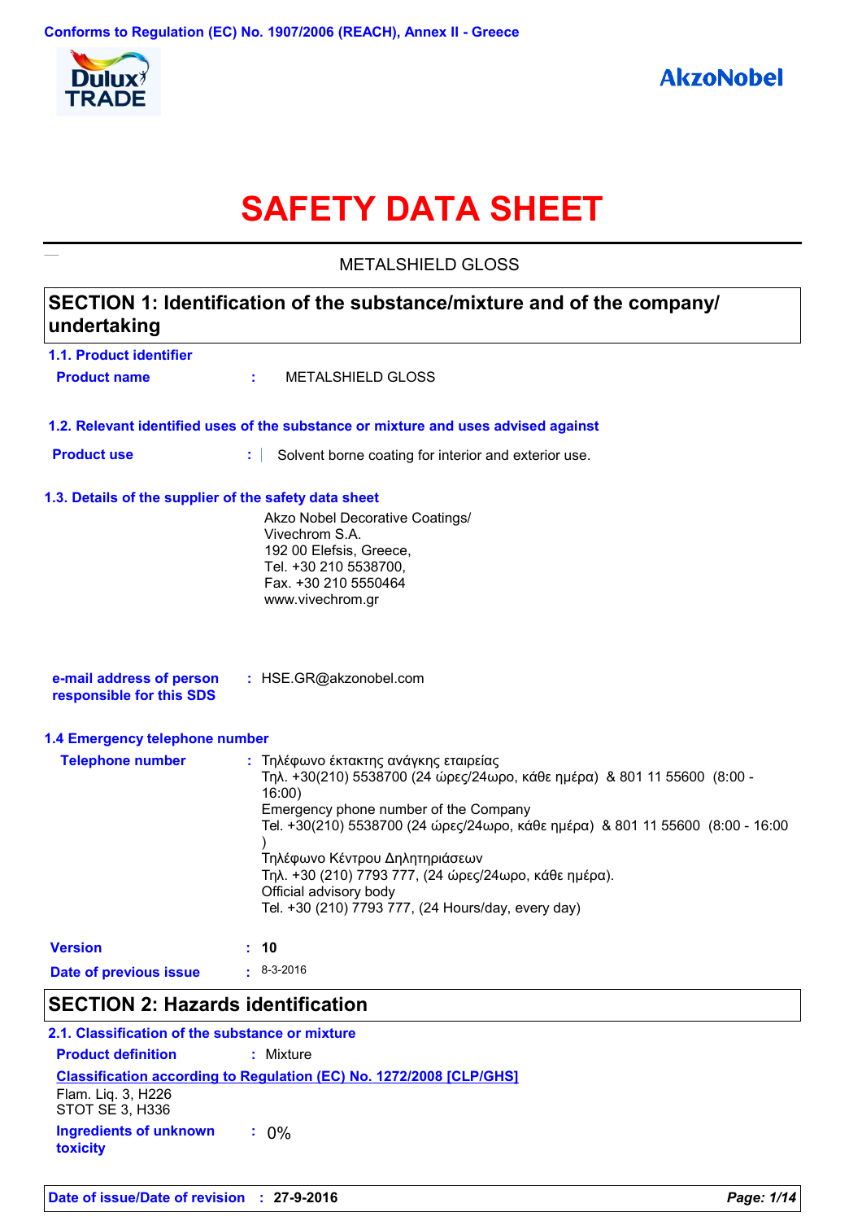Conforms to Regulation (EC) No. 1907/2006 (REACH), Annex II - Greece

Dulux TRADE

AkzoNobel

# SAFETY DATA SHEET

METALSHIELD GLOSS

## SECTION 1: Identification of the substance/mixture and of the company/ undertaking

### 1.1. Product identifier

**Product name** : METALSHIELD GLOSS

### 1.2. Relevant identified uses of the substance or mixture and uses advised against

**Product use** : Solvent borne coating for interior and exterior use.

### 1.3. Details of the supplier of the safety data sheet

Akzo Nobel Decorative Coatings/
Vivechrom S.A.
192 00 Elefsis, Greece,
Tel. +30 210 5538700,
Fax. +30 210 5550464
www.vivechrom.gr

**e-mail address of person responsible for this SDS** : HSE.GR@akzonobel.com

### 1.4 Emergency telephone number

**Telephone number** : Τηλέφωνο έκτακτης ανάγκης εταιρείας
Τηλ. +30(210) 5538700 (24 ώρες/24ωρο, κάθε ημέρα) & 801 11 55600 (8:00 - 16:00)
Emergency phone number of the Company
Tel. +30(210) 5538700 (24 ώρες/24ωρο, κάθε ημέρα) & 801 11 55600 (8:00 - 16:00 )
Τηλέφωνο Κέντρου Δηλητηριάσεων
Τηλ. +30 (210) 7793 777, (24 ώρες/24ωρο, κάθε ημέρα).
Official advisory body
Tel. +30 (210) 7793 777, (24 Hours/day, every day)

**Version** : **10**

**Date of previous issue** : 8-3-2016

## SECTION 2: Hazards identification

### 2.1. Classification of the substance or mixture

**Product definition** : Mixture

**Classification according to Regulation (EC) No. 1272/2008 [CLP/GHS]**

Flam. Liq. 3, H226
STOT SE 3, H336

**Ingredients of unknown toxicity** : 0%

**Date of issue/Date of revision** : **27-9-2016**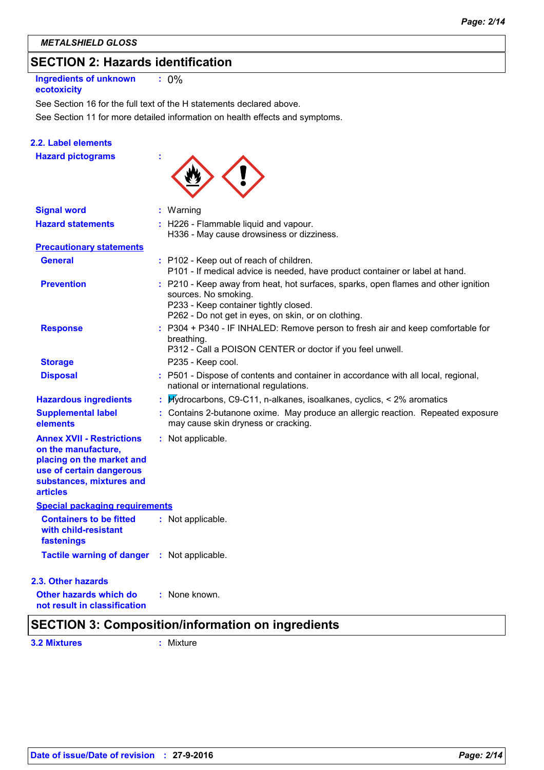METALSHIELD GLOSS

## SECTION 2: Hazards identification

**Ingredients of unknown ecotoxicity** : 0%

See Section 16 for the full text of the H statements declared above.

See Section 11 for more detailed information on health effects and symptoms.

### 2.2. Label elements

**Hazard pictograms** :

**Signal word** : Warning

**Hazard statements** : H226 - Flammable liquid and vapour.
H336 - May cause drowsiness or dizziness.

**Precautionary statements**

**General** : P102 - Keep out of reach of children.
P101 - If medical advice is needed, have product container or label at hand.

**Prevention** : P210 - Keep away from heat, hot surfaces, sparks, open flames and other ignition sources. No smoking.
P233 - Keep container tightly closed.
P262 - Do not get in eyes, on skin, or on clothing.

**Response** : P304 + P340 - IF INHALED: Remove person to fresh air and keep comfortable for breathing.
P312 - Call a POISON CENTER or doctor if you feel unwell.

**Storage** P235 - Keep cool.

**Disposal** : P501 - Dispose of contents and container in accordance with all local, regional, national or international regulations.

**Hazardous ingredients** : Hydrocarbons, C9-C11, n-alkanes, isoalkanes, cyclics, < 2% aromatics

**Supplemental label elements** : Contains 2-butanone oxime. May produce an allergic reaction. Repeated exposure may cause skin dryness or cracking.

**Annex XVII - Restrictions on the manufacture, placing on the market and use of certain dangerous substances, mixtures and articles** : Not applicable.

**Special packaging requirements**

**Containers to be fitted with child-resistant fastenings** : Not applicable.

**Tactile warning of danger** : Not applicable.

### 2.3. Other hazards

**Other hazards which do not result in classification** : None known.

## SECTION 3: Composition/information on ingredients

**3.2 Mixtures** : Mixture

**Date of issue/Date of revision** : 27-9-2016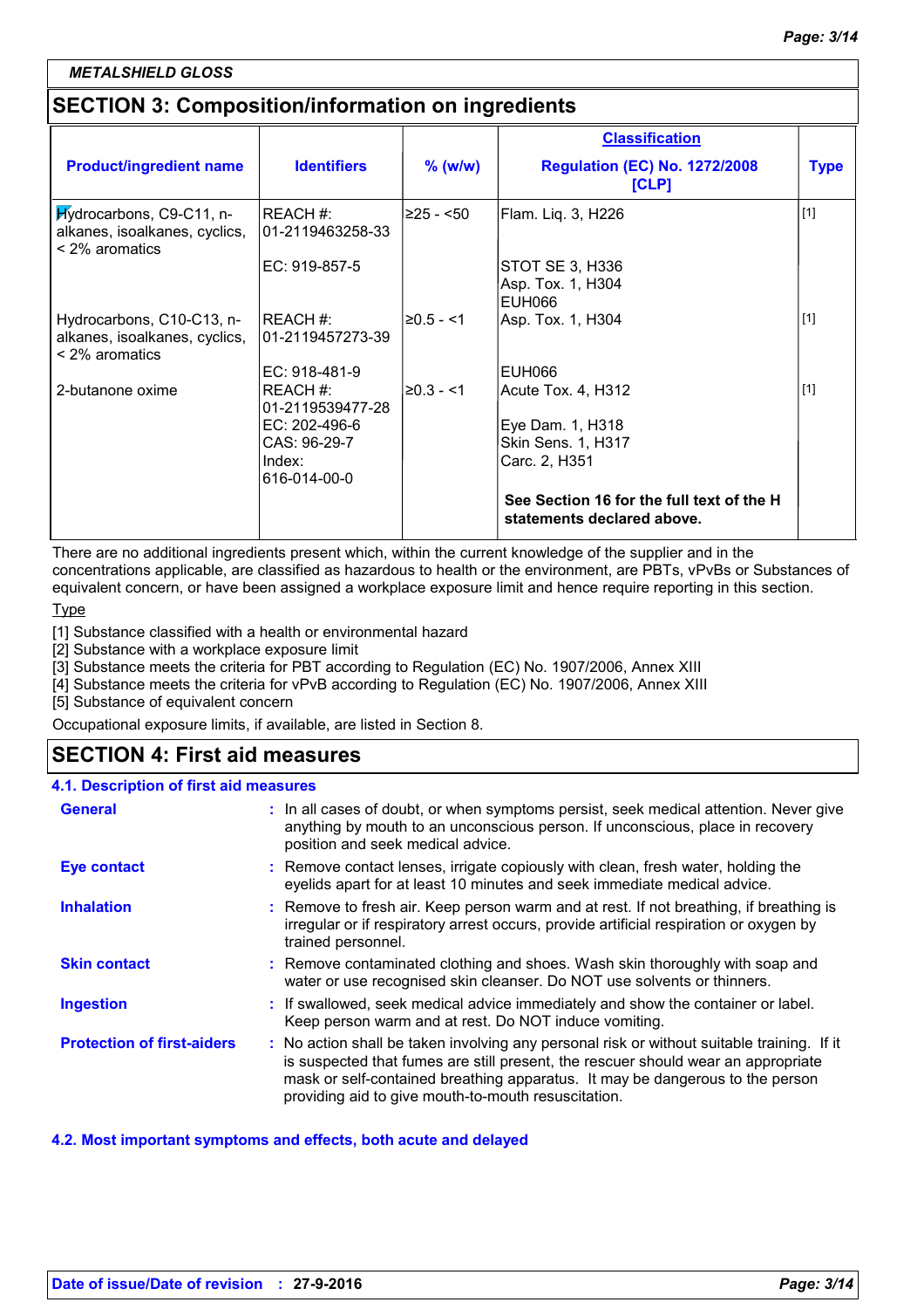*METALSHIELD GLOSS*

## SECTION 3: Composition/information on ingredients

| Product/ingredient name | Identifiers | % (w/w) | Classification<br>Regulation (EC) No. 1272/2008 [CLP] | Type |
|---|---|---|---|---|
| Hydrocarbons, C9-C11, n-alkanes, isoalkanes, cyclics, < 2% aromatics | REACH #: 01-2119463258-33<br>EC: 919-857-5 | ≥25 - <50 | Flam. Liq. 3, H226<br>STOT SE 3, H336<br>Asp. Tox. 1, H304<br>EUH066 | [1] |
| Hydrocarbons, C10-C13, n-alkanes, isoalkanes, cyclics, < 2% aromatics | REACH #: 01-2119457273-39<br>EC: 918-481-9 | ≥0.5 - <1 | Asp. Tox. 1, H304<br>EUH066 | [1] |
| 2-butanone oxime | REACH #: 01-2119539477-28<br>EC: 202-496-6<br>CAS: 96-29-7<br>Index: 616-014-00-0 | ≥0.3 - <1 | Acute Tox. 4, H312<br>Eye Dam. 1, H318<br>Skin Sens. 1, H317<br>Carc. 2, H351 | [1] |
| | | | **See Section 16 for the full text of the H statements declared above.** | |

There are no additional ingredients present which, within the current knowledge of the supplier and in the concentrations applicable, are classified as hazardous to health or the environment, are PBTs, vPvBs or Substances of equivalent concern, or have been assigned a workplace exposure limit and hence require reporting in this section.

Type

[1] Substance classified with a health or environmental hazard
[2] Substance with a workplace exposure limit
[3] Substance meets the criteria for PBT according to Regulation (EC) No. 1907/2006, Annex XIII
[4] Substance meets the criteria for vPvB according to Regulation (EC) No. 1907/2006, Annex XIII
[5] Substance of equivalent concern

Occupational exposure limits, if available, are listed in Section 8.

## SECTION 4: First aid measures

### 4.1. Description of first aid measures

**General** : In all cases of doubt, or when symptoms persist, seek medical attention. Never give anything by mouth to an unconscious person. If unconscious, place in recovery position and seek medical advice.

**Eye contact** : Remove contact lenses, irrigate copiously with clean, fresh water, holding the eyelids apart for at least 10 minutes and seek immediate medical advice.

**Inhalation** : Remove to fresh air. Keep person warm and at rest. If not breathing, if breathing is irregular or if respiratory arrest occurs, provide artificial respiration or oxygen by trained personnel.

**Skin contact** : Remove contaminated clothing and shoes. Wash skin thoroughly with soap and water or use recognised skin cleanser. Do NOT use solvents or thinners.

**Ingestion** : If swallowed, seek medical advice immediately and show the container or label. Keep person warm and at rest. Do NOT induce vomiting.

**Protection of first-aiders** : No action shall be taken involving any personal risk or without suitable training. If it is suspected that fumes are still present, the rescuer should wear an appropriate mask or self-contained breathing apparatus. It may be dangerous to the person providing aid to give mouth-to-mouth resuscitation.

### 4.2. Most important symptoms and effects, both acute and delayed

**Date of issue/Date of revision** : **27-9-2016**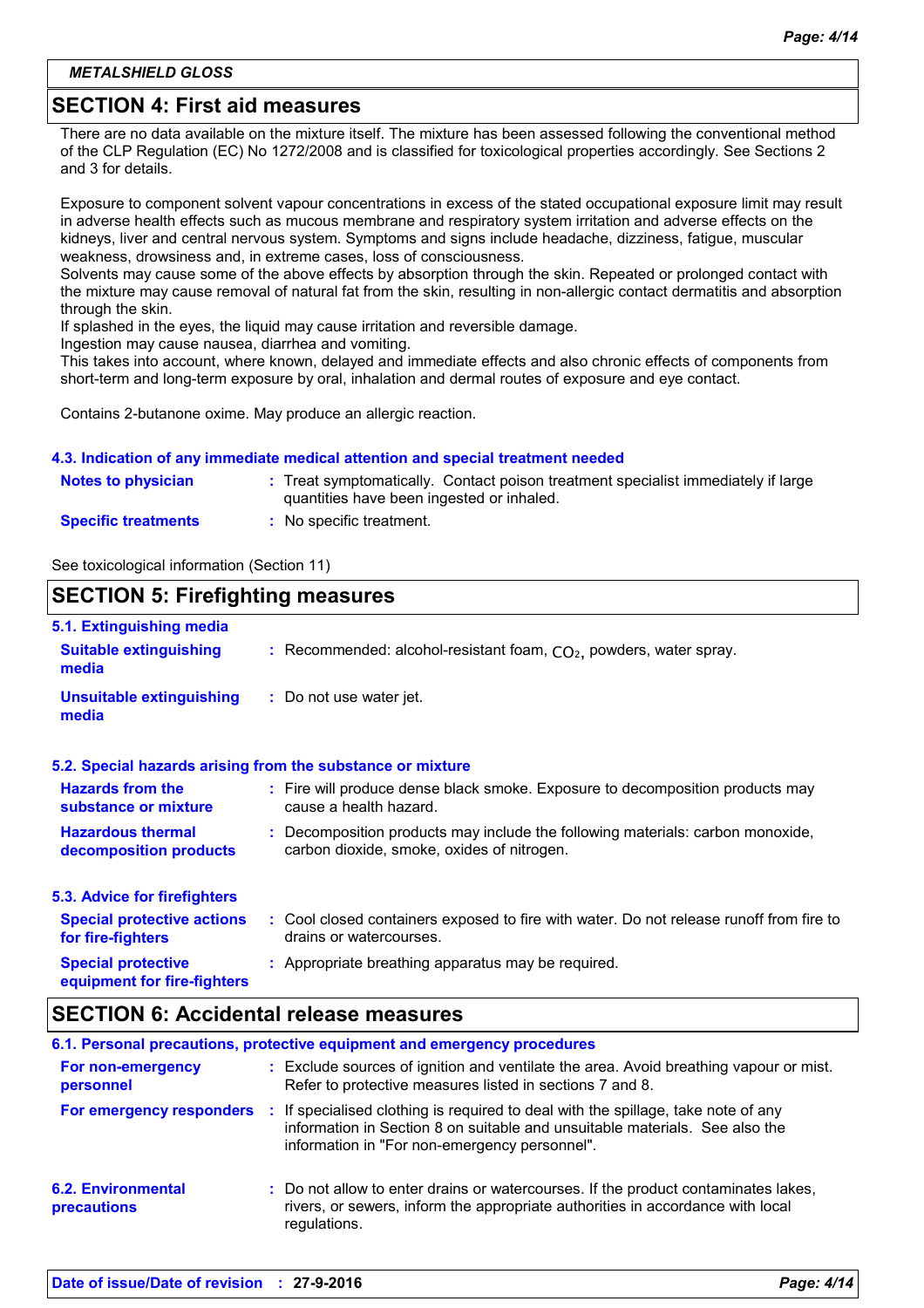*METALSHIELD GLOSS*

## SECTION 4: First aid measures

There are no data available on the mixture itself. The mixture has been assessed following the conventional method of the CLP Regulation (EC) No 1272/2008 and is classified for toxicological properties accordingly. See Sections 2 and 3 for details.

Exposure to component solvent vapour concentrations in excess of the stated occupational exposure limit may result in adverse health effects such as mucous membrane and respiratory system irritation and adverse effects on the kidneys, liver and central nervous system. Symptoms and signs include headache, dizziness, fatigue, muscular weakness, drowsiness and, in extreme cases, loss of consciousness.
Solvents may cause some of the above effects by absorption through the skin. Repeated or prolonged contact with the mixture may cause removal of natural fat from the skin, resulting in non-allergic contact dermatitis and absorption through the skin.
If splashed in the eyes, the liquid may cause irritation and reversible damage.
Ingestion may cause nausea, diarrhea and vomiting.
This takes into account, where known, delayed and immediate effects and also chronic effects of components from short-term and long-term exposure by oral, inhalation and dermal routes of exposure and eye contact.

Contains 2-butanone oxime. May produce an allergic reaction.

### 4.3. Indication of any immediate medical attention and special treatment needed

**Notes to physician** : Treat symptomatically. Contact poison treatment specialist immediately if large quantities have been ingested or inhaled.

**Specific treatments** : No specific treatment.

See toxicological information (Section 11)

## SECTION 5: Firefighting measures

### 5.1. Extinguishing media

**Suitable extinguishing media** : Recommended: alcohol-resistant foam, $CO_2$, powders, water spray.

**Unsuitable extinguishing media** : Do not use water jet.

### 5.2. Special hazards arising from the substance or mixture

**Hazards from the substance or mixture** : Fire will produce dense black smoke. Exposure to decomposition products may cause a health hazard.

**Hazardous thermal decomposition products** : Decomposition products may include the following materials: carbon monoxide, carbon dioxide, smoke, oxides of nitrogen.

### 5.3. Advice for firefighters

**Special protective actions for fire-fighters** : Cool closed containers exposed to fire with water. Do not release runoff from fire to drains or watercourses.

**Special protective equipment for fire-fighters** : Appropriate breathing apparatus may be required.

## SECTION 6: Accidental release measures

### 6.1. Personal precautions, protective equipment and emergency procedures

**For non-emergency personnel** : Exclude sources of ignition and ventilate the area. Avoid breathing vapour or mist. Refer to protective measures listed in sections 7 and 8.

**For emergency responders** : If specialised clothing is required to deal with the spillage, take note of any information in Section 8 on suitable and unsuitable materials. See also the information in "For non-emergency personnel".

### 6.2. Environmental precautions

: Do not allow to enter drains or watercourses. If the product contaminates lakes, rivers, or sewers, inform the appropriate authorities in accordance with local regulations.

**Date of issue/Date of revision** : **27-9-2016**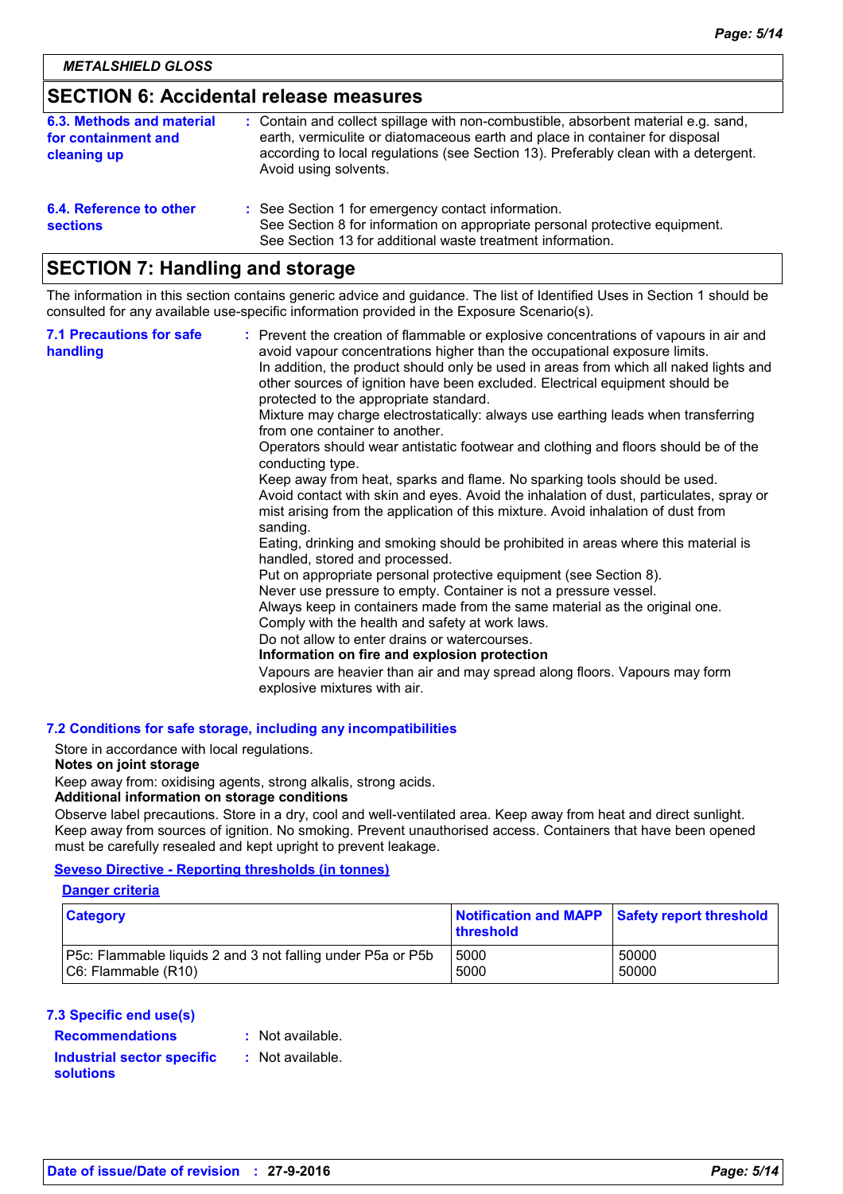## SECTION 6: Accidental release measures

**6.3. Methods and material for containment and cleaning up** : Contain and collect spillage with non-combustible, absorbent material e.g. sand, earth, vermiculite or diatomaceous earth and place in container for disposal according to local regulations (see Section 13). Preferably clean with a detergent. Avoid using solvents.

**6.4. Reference to other sections** : See Section 1 for emergency contact information.
See Section 8 for information on appropriate personal protective equipment.
See Section 13 for additional waste treatment information.

## SECTION 7: Handling and storage

The information in this section contains generic advice and guidance. The list of Identified Uses in Section 1 should be consulted for any available use-specific information provided in the Exposure Scenario(s).

**7.1 Precautions for safe handling** : Prevent the creation of flammable or explosive concentrations of vapours in air and avoid vapour concentrations higher than the occupational exposure limits.
In addition, the product should only be used in areas from which all naked lights and other sources of ignition have been excluded. Electrical equipment should be protected to the appropriate standard.
Mixture may charge electrostatically: always use earthing leads when transferring from one container to another.
Operators should wear antistatic footwear and clothing and floors should be of the conducting type.
Keep away from heat, sparks and flame. No sparking tools should be used.
Avoid contact with skin and eyes. Avoid the inhalation of dust, particulates, spray or mist arising from the application of this mixture. Avoid inhalation of dust from sanding.
Eating, drinking and smoking should be prohibited in areas where this material is handled, stored and processed.
Put on appropriate personal protective equipment (see Section 8).
Never use pressure to empty. Container is not a pressure vessel.
Always keep in containers made from the same material as the original one.
Comply with the health and safety at work laws.
Do not allow to enter drains or watercourses.
**Information on fire and explosion protection**
Vapours are heavier than air and may spread along floors. Vapours may form explosive mixtures with air.

**7.2 Conditions for safe storage, including any incompatibilities**

Store in accordance with local regulations.
**Notes on joint storage**
Keep away from: oxidising agents, strong alkalis, strong acids.
**Additional information on storage conditions**
Observe label precautions. Store in a dry, cool and well-ventilated area. Keep away from heat and direct sunlight. Keep away from sources of ignition. No smoking. Prevent unauthorised access. Containers that have been opened must be carefully resealed and kept upright to prevent leakage.

**Seveso Directive - Reporting thresholds (in tonnes)**

**Danger criteria**

| Category | Notification and MAPP threshold | Safety report threshold |
|---|---|---|
| P5c: Flammable liquids 2 and 3 not falling under P5a or P5b | 5000 | 50000 |
| C6: Flammable (R10) | 5000 | 50000 |

**7.3 Specific end use(s)**

**Recommendations** : Not available.

**Industrial sector specific solutions** : Not available.

**Date of issue/Date of revision** : 27-9-2016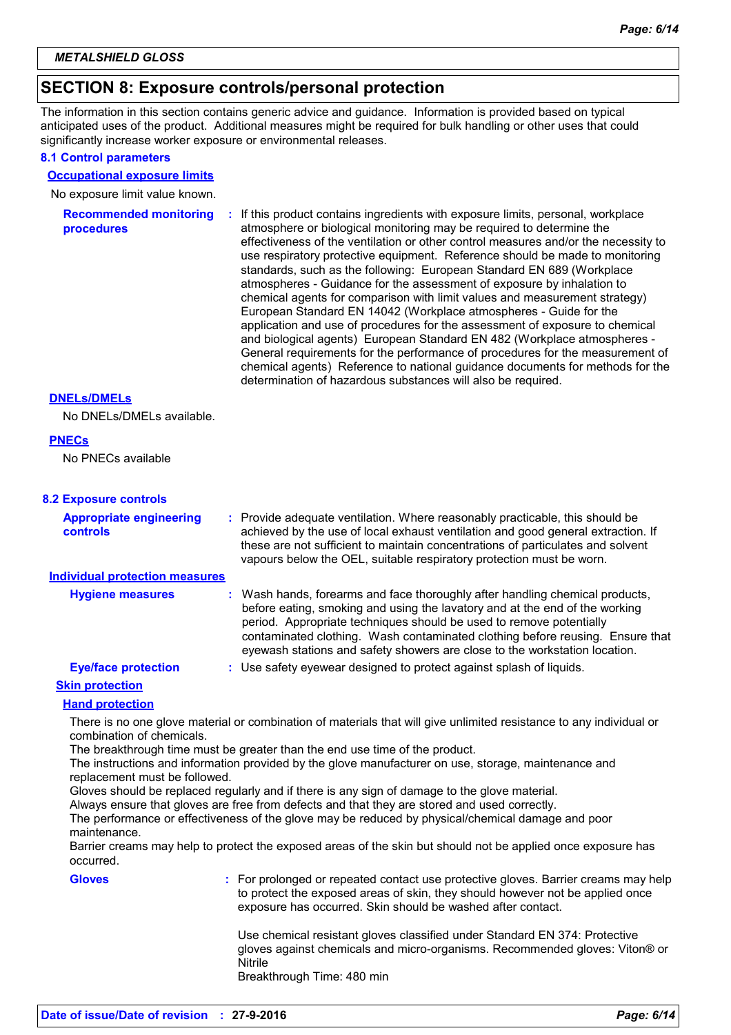METALSHIELD GLOSS

## SECTION 8: Exposure controls/personal protection

The information in this section contains generic advice and guidance. Information is provided based on typical anticipated uses of the product. Additional measures might be required for bulk handling or other uses that could significantly increase worker exposure or environmental releases.

### 8.1 Control parameters

**Occupational exposure limits**

No exposure limit value known.

**Recommended monitoring procedures** : If this product contains ingredients with exposure limits, personal, workplace atmosphere or biological monitoring may be required to determine the effectiveness of the ventilation or other control measures and/or the necessity to use respiratory protective equipment. Reference should be made to monitoring standards, such as the following: European Standard EN 689 (Workplace atmospheres - Guidance for the assessment of exposure by inhalation to chemical agents for comparison with limit values and measurement strategy) European Standard EN 14042 (Workplace atmospheres - Guide for the application and use of procedures for the assessment of exposure to chemical and biological agents) European Standard EN 482 (Workplace atmospheres - General requirements for the performance of procedures for the measurement of chemical agents) Reference to national guidance documents for methods for the determination of hazardous substances will also be required.

**DNELs/DMELs**

No DNELs/DMELs available.

**PNECs**

No PNECs available

### 8.2 Exposure controls

**Appropriate engineering controls** : Provide adequate ventilation. Where reasonably practicable, this should be achieved by the use of local exhaust ventilation and good general extraction. If these are not sufficient to maintain concentrations of particulates and solvent vapours below the OEL, suitable respiratory protection must be worn.

**Individual protection measures**

**Hygiene measures** : Wash hands, forearms and face thoroughly after handling chemical products, before eating, smoking and using the lavatory and at the end of the working period. Appropriate techniques should be used to remove potentially contaminated clothing. Wash contaminated clothing before reusing. Ensure that eyewash stations and safety showers are close to the workstation location.

**Eye/face protection** : Use safety eyewear designed to protect against splash of liquids.

**Skin protection**

**Hand protection**

There is no one glove material or combination of materials that will give unlimited resistance to any individual or combination of chemicals.
The breakthrough time must be greater than the end use time of the product.
The instructions and information provided by the glove manufacturer on use, storage, maintenance and replacement must be followed.
Gloves should be replaced regularly and if there is any sign of damage to the glove material.
Always ensure that gloves are free from defects and that they are stored and used correctly.
The performance or effectiveness of the glove may be reduced by physical/chemical damage and poor maintenance.
Barrier creams may help to protect the exposed areas of the skin but should not be applied once exposure has occurred.

**Gloves** : For prolonged or repeated contact use protective gloves. Barrier creams may help to protect the exposed areas of skin, they should however not be applied once exposure has occurred. Skin should be washed after contact.

Use chemical resistant gloves classified under Standard EN 374: Protective gloves against chemicals and micro-organisms. Recommended gloves: Viton® or Nitrile
Breakthrough Time: 480 min

**Date of issue/Date of revision** : 27-9-2016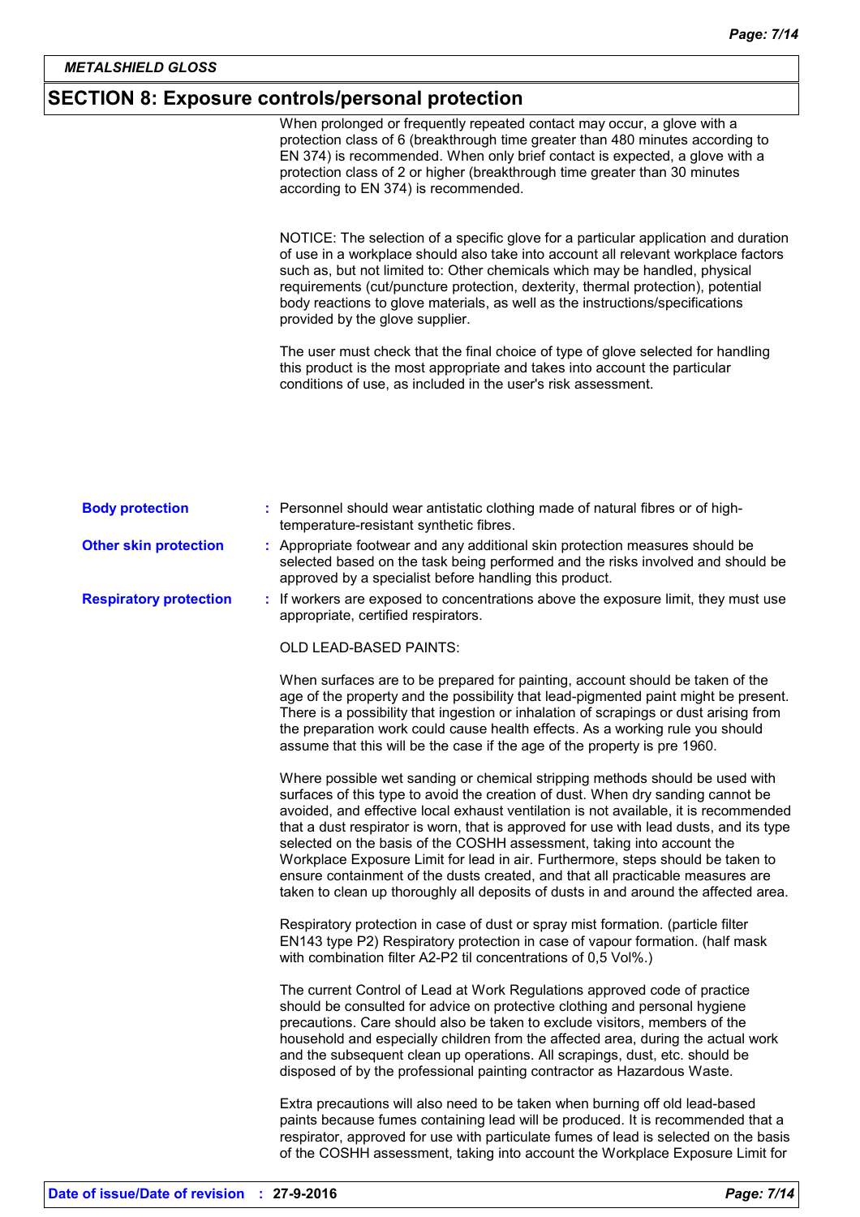## SECTION 8: Exposure controls/personal protection

When prolonged or frequently repeated contact may occur, a glove with a protection class of 6 (breakthrough time greater than 480 minutes according to EN 374) is recommended. When only brief contact is expected, a glove with a protection class of 2 or higher (breakthrough time greater than 30 minutes according to EN 374) is recommended.

NOTICE: The selection of a specific glove for a particular application and duration of use in a workplace should also take into account all relevant workplace factors such as, but not limited to: Other chemicals which may be handled, physical requirements (cut/puncture protection, dexterity, thermal protection), potential body reactions to glove materials, as well as the instructions/specifications provided by the glove supplier.

The user must check that the final choice of type of glove selected for handling this product is the most appropriate and takes into account the particular conditions of use, as included in the user's risk assessment.

**Body protection** : Personnel should wear antistatic clothing made of natural fibres or of high-temperature-resistant synthetic fibres.

**Other skin protection** : Appropriate footwear and any additional skin protection measures should be selected based on the task being performed and the risks involved and should be approved by a specialist before handling this product.

**Respiratory protection** : If workers are exposed to concentrations above the exposure limit, they must use appropriate, certified respirators.

OLD LEAD-BASED PAINTS:

When surfaces are to be prepared for painting, account should be taken of the age of the property and the possibility that lead-pigmented paint might be present. There is a possibility that ingestion or inhalation of scrapings or dust arising from the preparation work could cause health effects. As a working rule you should assume that this will be the case if the age of the property is pre 1960.

Where possible wet sanding or chemical stripping methods should be used with surfaces of this type to avoid the creation of dust. When dry sanding cannot be avoided, and effective local exhaust ventilation is not available, it is recommended that a dust respirator is worn, that is approved for use with lead dusts, and its type selected on the basis of the COSHH assessment, taking into account the Workplace Exposure Limit for lead in air. Furthermore, steps should be taken to ensure containment of the dusts created, and that all practicable measures are taken to clean up thoroughly all deposits of dusts in and around the affected area.

Respiratory protection in case of dust or spray mist formation. (particle filter EN143 type P2) Respiratory protection in case of vapour formation. (half mask with combination filter A2-P2 til concentrations of 0,5 Vol%.)

The current Control of Lead at Work Regulations approved code of practice should be consulted for advice on protective clothing and personal hygiene precautions. Care should also be taken to exclude visitors, members of the household and especially children from the affected area, during the actual work and the subsequent clean up operations. All scrapings, dust, etc. should be disposed of by the professional painting contractor as Hazardous Waste.

Extra precautions will also need to be taken when burning off old lead-based paints because fumes containing lead will be produced. It is recommended that a respirator, approved for use with particulate fumes of lead is selected on the basis of the COSHH assessment, taking into account the Workplace Exposure Limit for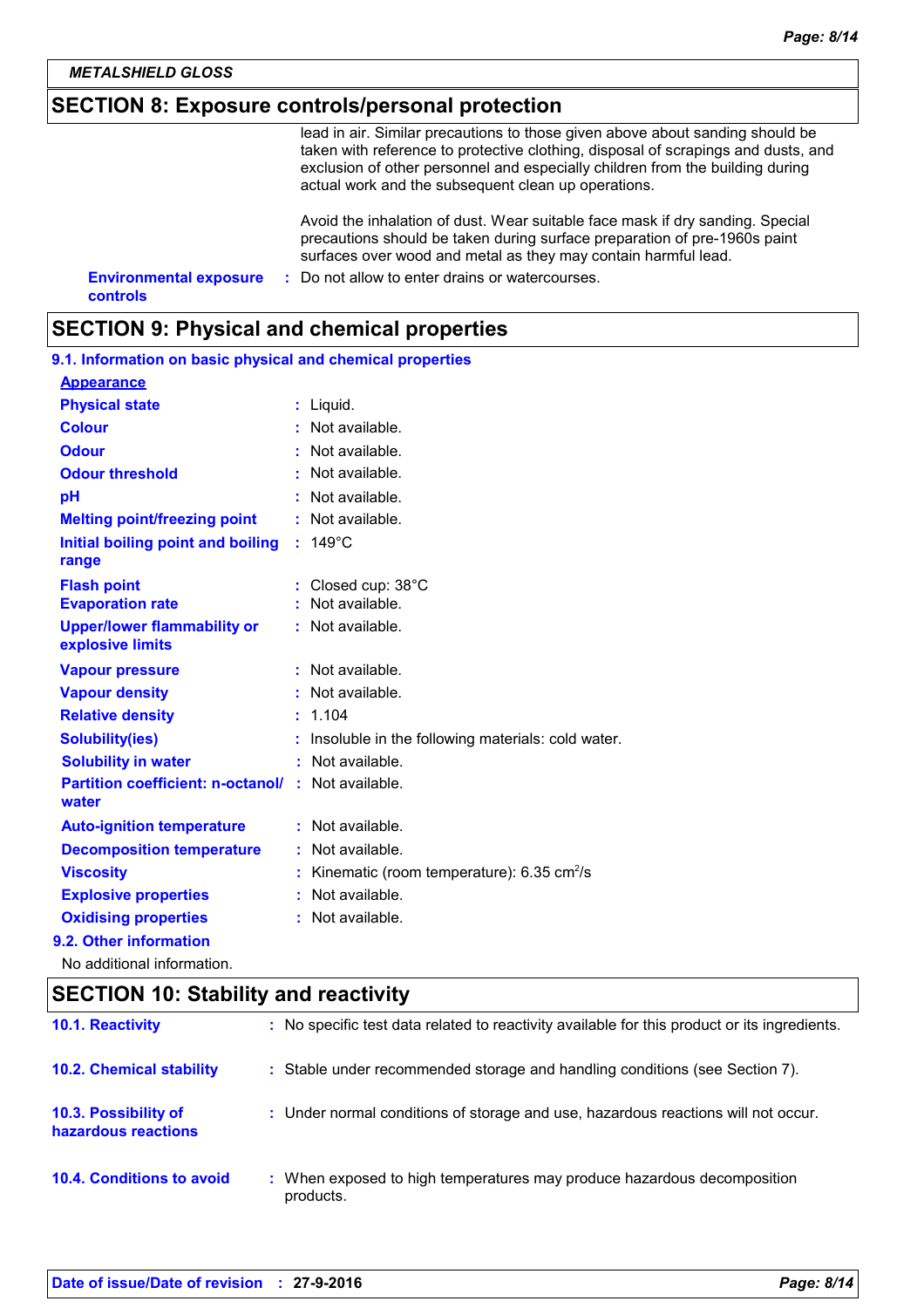**METALSHIELD GLOSS**

## SECTION 8: Exposure controls/personal protection

lead in air. Similar precautions to those given above about sanding should be taken with reference to protective clothing, disposal of scrapings and dusts, and exclusion of other personnel and especially children from the building during actual work and the subsequent clean up operations.

Avoid the inhalation of dust. Wear suitable face mask if dry sanding. Special precautions should be taken during surface preparation of pre-1960s paint surfaces over wood and metal as they may contain harmful lead.

**Environmental exposure controls** : Do not allow to enter drains or watercourses.

## SECTION 9: Physical and chemical properties

### 9.1. Information on basic physical and chemical properties

**Appearance**

| Property | Value |
|---|---|
| Physical state | Liquid. |
| Colour | Not available. |
| Odour | Not available. |
| Odour threshold | Not available. |
| pH | Not available. |
| Melting point/freezing point | Not available. |
| Initial boiling point and boiling range | 149°C |
| Flash point | Closed cup: 38°C |
| Evaporation rate | Not available. |
| Upper/lower flammability or explosive limits | Not available. |
| Vapour pressure | Not available. |
| Vapour density | Not available. |
| Relative density | 1.104 |
| Solubility(ies) | Insoluble in the following materials: cold water. |
| Solubility in water | Not available. |
| Partition coefficient: n-octanol/ water | Not available. |
| Auto-ignition temperature | Not available. |
| Decomposition temperature | Not available. |
| Viscosity | Kinematic (room temperature): 6.35 $cm^2/s$ |
| Explosive properties | Not available. |
| Oxidising properties | Not available. |

### 9.2. Other information

No additional information.

## SECTION 10: Stability and reactivity

**10.1. Reactivity** : No specific test data related to reactivity available for this product or its ingredients.

**10.2. Chemical stability** : Stable under recommended storage and handling conditions (see Section 7).

**10.3. Possibility of hazardous reactions** : Under normal conditions of storage and use, hazardous reactions will not occur.

**10.4. Conditions to avoid** : When exposed to high temperatures may produce hazardous decomposition products.

**Date of issue/Date of revision** : 27-9-2016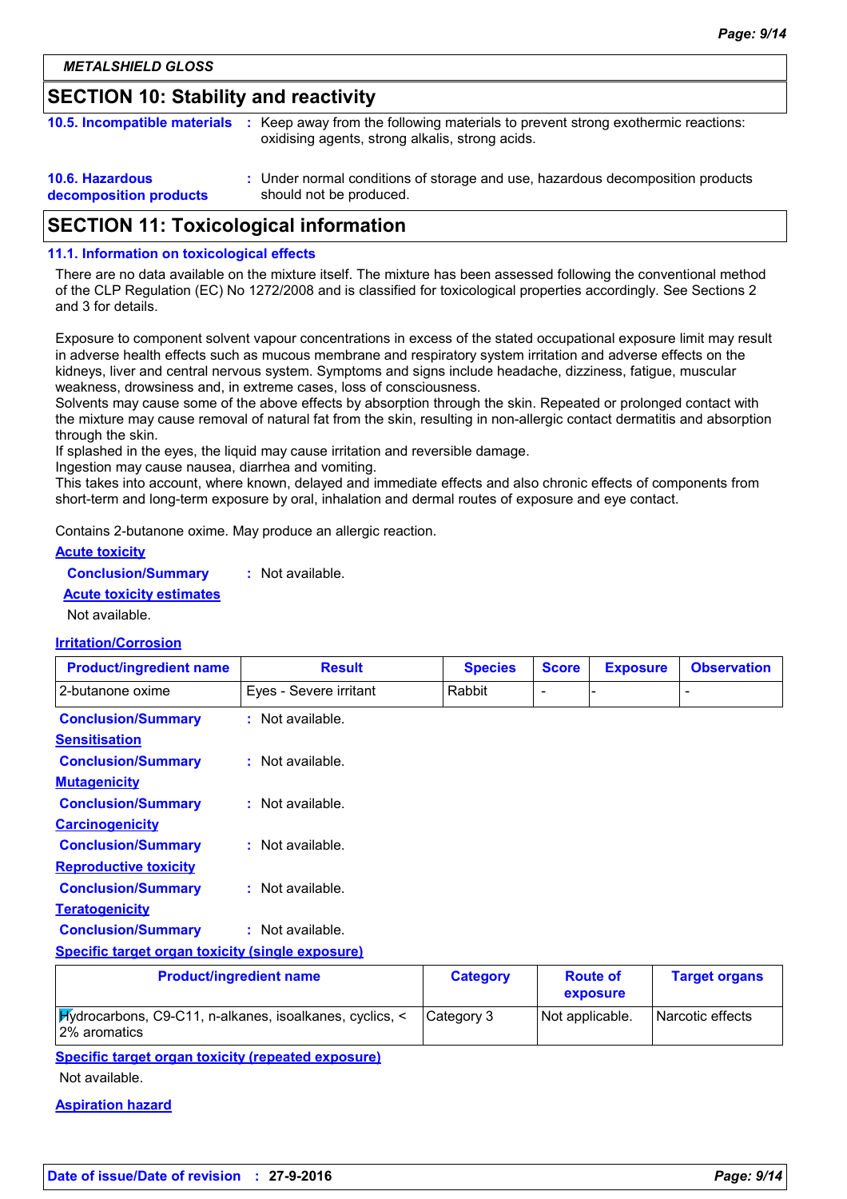METALSHIELD GLOSS

## SECTION 10: Stability and reactivity

**10.5. Incompatible materials** : Keep away from the following materials to prevent strong exothermic reactions: oxidising agents, strong alkalis, strong acids.

**10.6. Hazardous decomposition products** : Under normal conditions of storage and use, hazardous decomposition products should not be produced.

## SECTION 11: Toxicological information

### 11.1. Information on toxicological effects

There are no data available on the mixture itself. The mixture has been assessed following the conventional method of the CLP Regulation (EC) No 1272/2008 and is classified for toxicological properties accordingly. See Sections 2 and 3 for details.

Exposure to component solvent vapour concentrations in excess of the stated occupational exposure limit may result in adverse health effects such as mucous membrane and respiratory system irritation and adverse effects on the kidneys, liver and central nervous system. Symptoms and signs include headache, dizziness, fatigue, muscular weakness, drowsiness and, in extreme cases, loss of consciousness.
Solvents may cause some of the above effects by absorption through the skin. Repeated or prolonged contact with the mixture may cause removal of natural fat from the skin, resulting in non-allergic contact dermatitis and absorption through the skin.
If splashed in the eyes, the liquid may cause irritation and reversible damage.
Ingestion may cause nausea, diarrhea and vomiting.
This takes into account, where known, delayed and immediate effects and also chronic effects of components from short-term and long-term exposure by oral, inhalation and dermal routes of exposure and eye contact.

Contains 2-butanone oxime. May produce an allergic reaction.

**Acute toxicity**

**Conclusion/Summary** : Not available.

**Acute toxicity estimates**

Not available.

**Irritation/Corrosion**

| Product/ingredient name | Result | Species | Score | Exposure | Observation |
|---|---|---|---|---|---|
| 2-butanone oxime | Eyes - Severe irritant | Rabbit | - | - | - |

**Conclusion/Summary** : Not available.

**Sensitisation**

**Conclusion/Summary** : Not available.

**Mutagenicity**

**Conclusion/Summary** : Not available.

**Carcinogenicity**

**Conclusion/Summary** : Not available.

**Reproductive toxicity**

**Conclusion/Summary** : Not available.

**Teratogenicity**

**Conclusion/Summary** : Not available.

**Specific target organ toxicity (single exposure)**

| Product/ingredient name | Category | Route of exposure | Target organs |
|---|---|---|---|
| Hydrocarbons, C9-C11, n-alkanes, isoalkanes, cyclics, < 2% aromatics | Category 3 | Not applicable. | Narcotic effects |

**Specific target organ toxicity (repeated exposure)**

Not available.

**Aspiration hazard**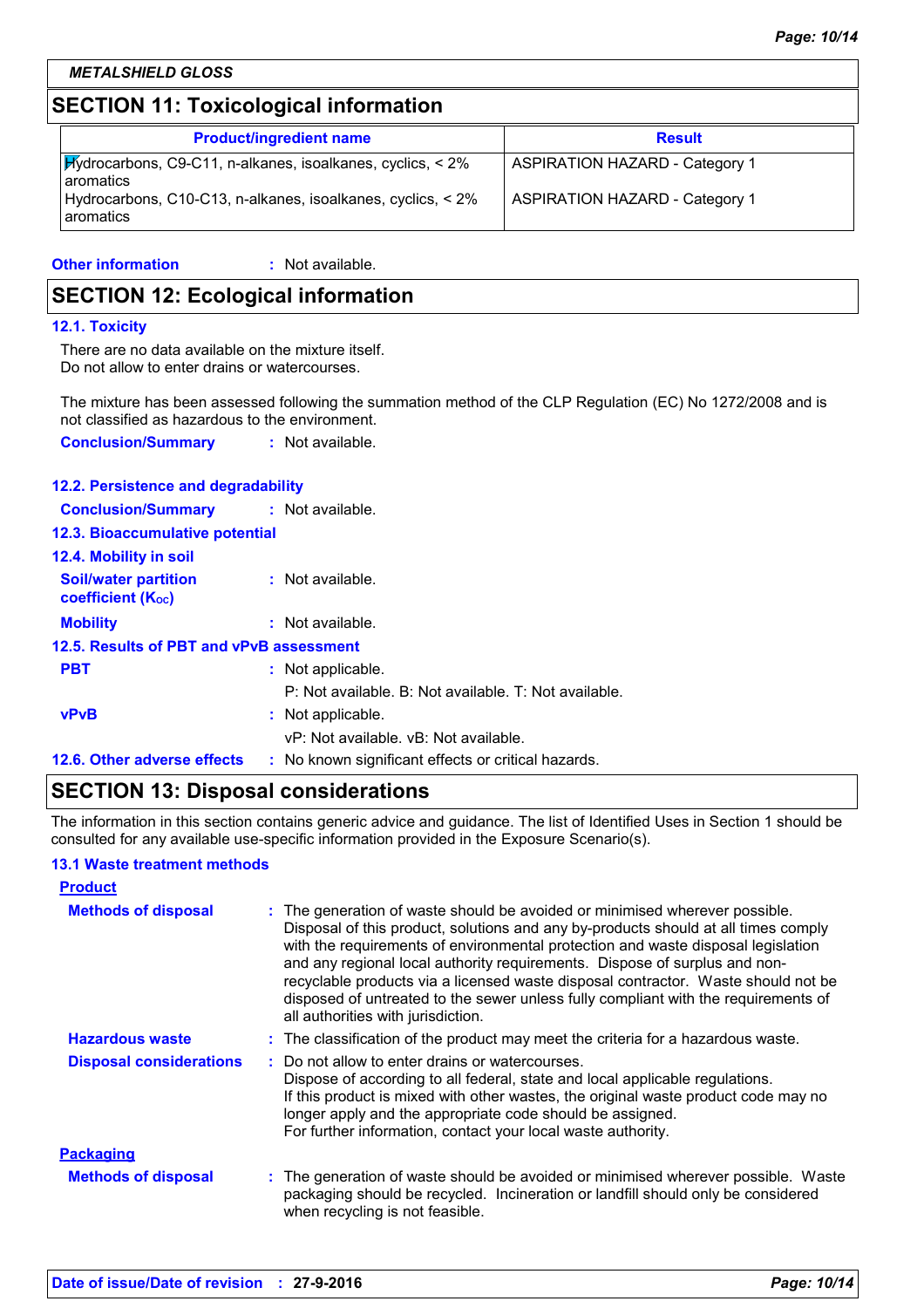METALSHIELD GLOSS

## SECTION 11: Toxicological information

| Product/ingredient name | Result |
|---|---|
| Hydrocarbons, C9-C11, n-alkanes, isoalkanes, cyclics, < 2% aromatics | ASPIRATION HAZARD - Category 1 |
| Hydrocarbons, C10-C13, n-alkanes, isoalkanes, cyclics, < 2% aromatics | ASPIRATION HAZARD - Category 1 |

**Other information** : Not available.

## SECTION 12: Ecological information

### 12.1. Toxicity

There are no data available on the mixture itself.
Do not allow to enter drains or watercourses.

The mixture has been assessed following the summation method of the CLP Regulation (EC) No 1272/2008 and is not classified as hazardous to the environment.

**Conclusion/Summary** : Not available.

### 12.2. Persistence and degradability

**Conclusion/Summary** : Not available.

### 12.3. Bioaccumulative potential

### 12.4. Mobility in soil

**Soil/water partition coefficient ($K_{OC}$)** : Not available.

**Mobility** : Not available.

### 12.5. Results of PBT and vPvB assessment

**PBT** : Not applicable.
P: Not available. B: Not available. T: Not available.

**vPvB** : Not applicable.
vP: Not available. vB: Not available.

**12.6. Other adverse effects** : No known significant effects or critical hazards.

## SECTION 13: Disposal considerations

The information in this section contains generic advice and guidance. The list of Identified Uses in Section 1 should be consulted for any available use-specific information provided in the Exposure Scenario(s).

### 13.1 Waste treatment methods

**Product**

**Methods of disposal** : The generation of waste should be avoided or minimised wherever possible. Disposal of this product, solutions and any by-products should at all times comply with the requirements of environmental protection and waste disposal legislation and any regional local authority requirements. Dispose of surplus and non-recyclable products via a licensed waste disposal contractor. Waste should not be disposed of untreated to the sewer unless fully compliant with the requirements of all authorities with jurisdiction.

**Hazardous waste** : The classification of the product may meet the criteria for a hazardous waste.

**Disposal considerations** : Do not allow to enter drains or watercourses.
Dispose of according to all federal, state and local applicable regulations.
If this product is mixed with other wastes, the original waste product code may no longer apply and the appropriate code should be assigned.
For further information, contact your local waste authority.

**Packaging**

**Methods of disposal** : The generation of waste should be avoided or minimised wherever possible. Waste packaging should be recycled. Incineration or landfill should only be considered when recycling is not feasible.

**Date of issue/Date of revision** : 27-9-2016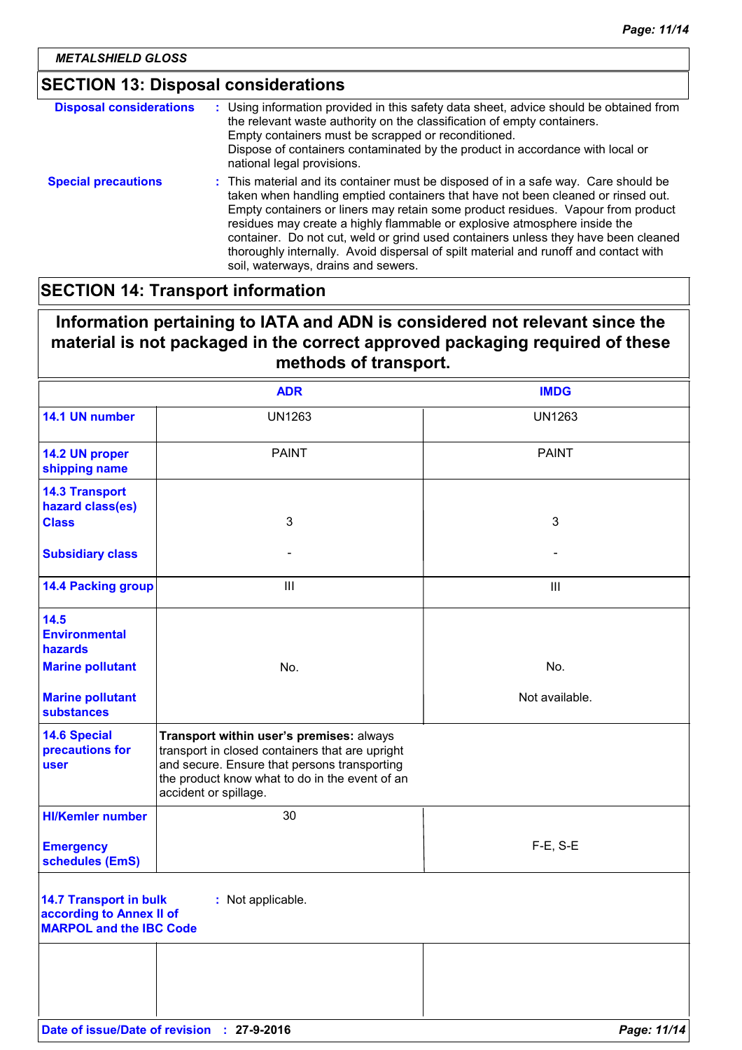METALSHIELD GLOSS

## SECTION 13: Disposal considerations

**Disposal considerations** : Using information provided in this safety data sheet, advice should be obtained from the relevant waste authority on the classification of empty containers.
Empty containers must be scrapped or reconditioned.
Dispose of containers contaminated by the product in accordance with local or national legal provisions.

**Special precautions** : This material and its container must be disposed of in a safe way. Care should be taken when handling emptied containers that have not been cleaned or rinsed out. Empty containers or liners may retain some product residues. Vapour from product residues may create a highly flammable or explosive atmosphere inside the container. Do not cut, weld or grind used containers unless they have been cleaned thoroughly internally. Avoid dispersal of spilt material and runoff and contact with soil, waterways, drains and sewers.

## SECTION 14: Transport information

**Information pertaining to IATA and ADN is considered not relevant since the material is not packaged in the correct approved packaging required of these methods of transport.**

| | ADR | IMDG |
|---|---|---|
| **14.1 UN number** | UN1263 | UN1263 |
| **14.2 UN proper shipping name** | PAINT | PAINT |
| **14.3 Transport hazard class(es)** **Class** | 3 | 3 |
| **Subsidiary class** | - | - |
| **14.4 Packing group** | III | III |
| **14.5 Environmental hazards** **Marine pollutant** | No. | No. |
| **Marine pollutant substances** | | Not available. |
| **14.6 Special precautions for user** | **Transport within user's premises:** always transport in closed containers that are upright and secure. Ensure that persons transporting the product know what to do in the event of an accident or spillage. | |
| **HI/Kemler number** | 30 | |
| **Emergency schedules (EmS)** | | F-E, S-E |

**14.7 Transport in bulk according to Annex II of MARPOL and the IBC Code** : Not applicable.

**Date of issue/Date of revision** : **27-9-2016**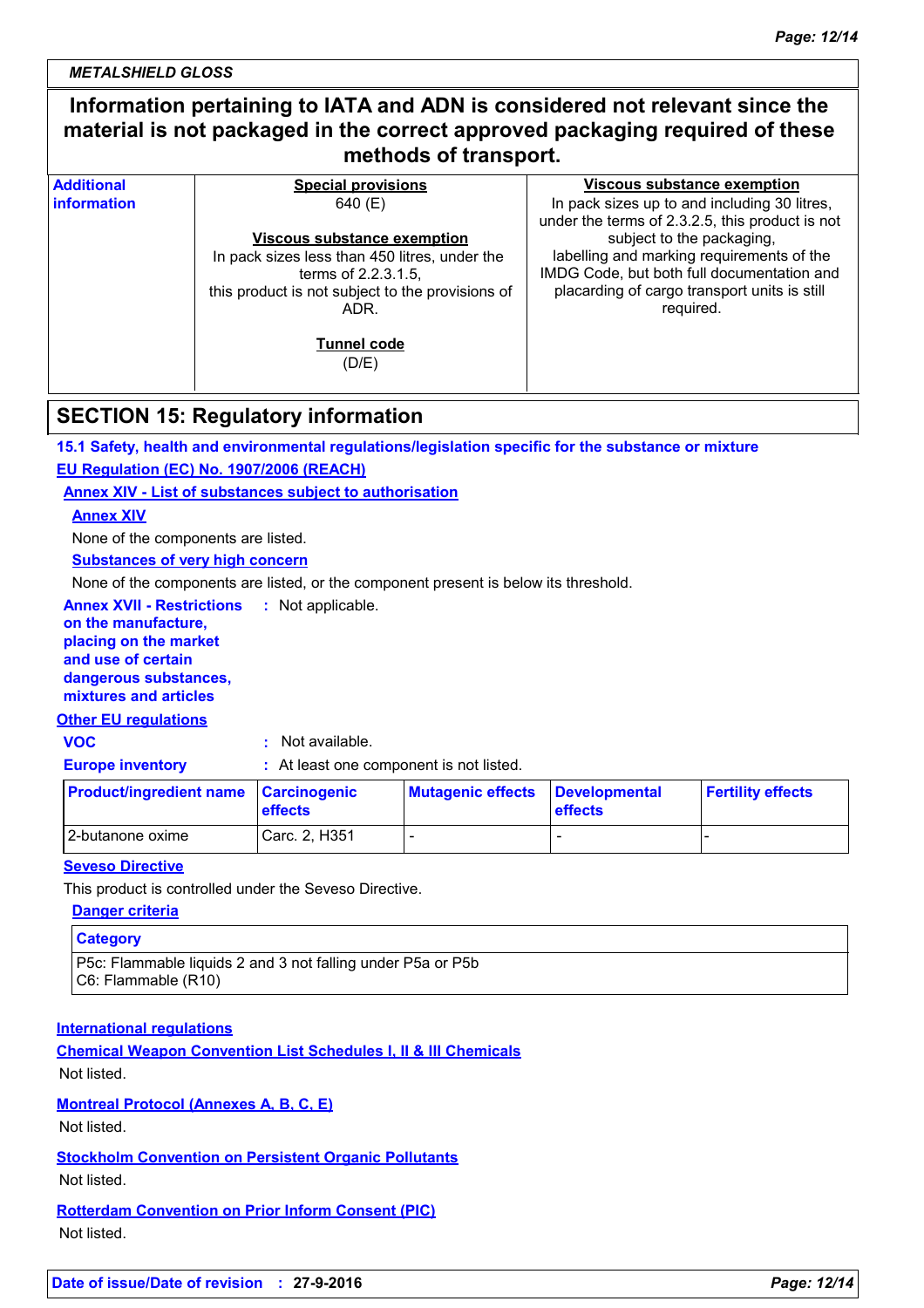**METALSHIELD GLOSS**

**Information pertaining to IATA and ADN is considered not relevant since the material is not packaged in the correct approved packaging required of these methods of transport.**

| Additional information | Special provisions<br>640 (E)<br><br>Viscous substance exemption<br>In pack sizes less than 450 litres, under the terms of 2.2.3.1.5, this product is not subject to the provisions of ADR.<br><br>Tunnel code<br>(D/E) | Viscous substance exemption<br>In pack sizes up to and including 30 litres, under the terms of 2.3.2.5, this product is not subject to the packaging, labelling and marking requirements of the IMDG Code, but both full documentation and placarding of cargo transport units is still required. |
|---|---|---|

## SECTION 15: Regulatory information

### 15.1 Safety, health and environmental regulations/legislation specific for the substance or mixture

**EU Regulation (EC) No. 1907/2006 (REACH)**

**Annex XIV - List of substances subject to authorisation**

**Annex XIV**

None of the components are listed.

**Substances of very high concern**

None of the components are listed, or the component present is below its threshold.

**Annex XVII - Restrictions on the manufacture, placing on the market and use of certain dangerous substances, mixtures and articles** : Not applicable.

**Other EU regulations**

**VOC** : Not available.

**Europe inventory** : At least one component is not listed.

| Product/ingredient name | Carcinogenic effects | Mutagenic effects | Developmental effects | Fertility effects |
|---|---|---|---|---|
| 2-butanone oxime | Carc. 2, H351 | - | - | - |

**Seveso Directive**

This product is controlled under the Seveso Directive.

**Danger criteria**

| Category |
|---|
| P5c: Flammable liquids 2 and 3 not falling under P5a or P5b<br>C6: Flammable (R10) |

**International regulations**

**Chemical Weapon Convention List Schedules I, II & III Chemicals**

Not listed.

**Montreal Protocol (Annexes A, B, C, E)**

Not listed.

**Stockholm Convention on Persistent Organic Pollutants**

Not listed.

**Rotterdam Convention on Prior Inform Consent (PIC)**

Not listed.

**Date of issue/Date of revision** : 27-9-2016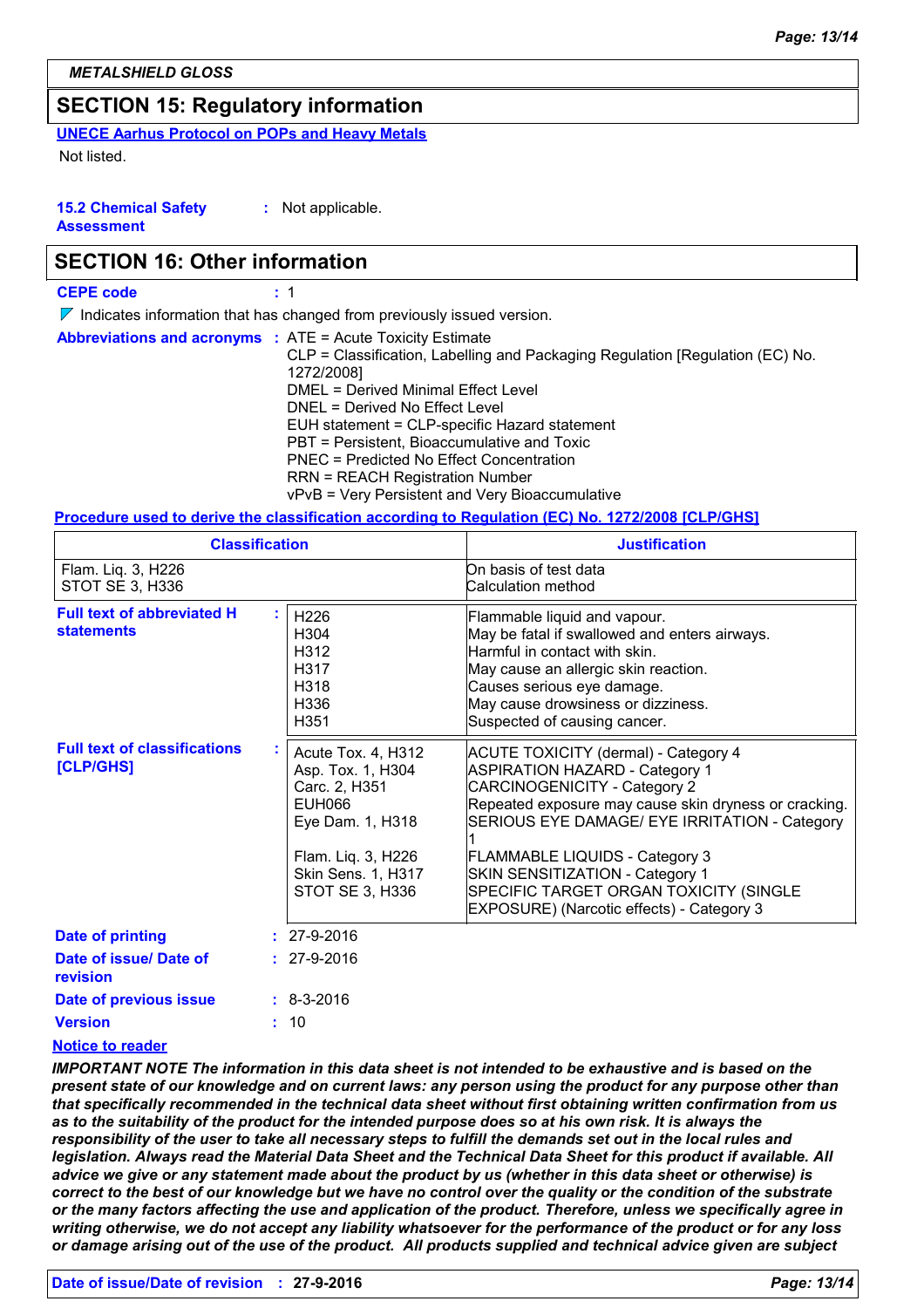## SECTION 15: Regulatory information

**UNECE Aarhus Protocol on POPs and Heavy Metals**

Not listed.

**15.2 Chemical Safety Assessment** : Not applicable.

## SECTION 16: Other information

**CEPE code** : 1

Indicates information that has changed from previously issued version.

**Abbreviations and acronyms** : ATE = Acute Toxicity Estimate
CLP = Classification, Labelling and Packaging Regulation [Regulation (EC) No. 1272/2008]
DMEL = Derived Minimal Effect Level
DNEL = Derived No Effect Level
EUH statement = CLP-specific Hazard statement
PBT = Persistent, Bioaccumulative and Toxic
PNEC = Predicted No Effect Concentration
RRN = REACH Registration Number
vPvB = Very Persistent and Very Bioaccumulative

**Procedure used to derive the classification according to Regulation (EC) No. 1272/2008 [CLP/GHS]**

| Classification | Justification |
|---|---|
| Flam. Liq. 3, H226 | On basis of test data |
| STOT SE 3, H336 | Calculation method |

**Full text of abbreviated H statements** :

| | |
|---|---|
| H226 | Flammable liquid and vapour. |
| H304 | May be fatal if swallowed and enters airways. |
| H312 | Harmful in contact with skin. |
| H317 | May cause an allergic skin reaction. |
| H318 | Causes serious eye damage. |
| H336 | May cause drowsiness or dizziness. |
| H351 | Suspected of causing cancer. |

**Full text of classifications [CLP/GHS]** :

| | |
|---|---|
| Acute Tox. 4, H312 | ACUTE TOXICITY (dermal) - Category 4 |
| Asp. Tox. 1, H304 | ASPIRATION HAZARD - Category 1 |
| Carc. 2, H351 | CARCINOGENICITY - Category 2 |
| EUH066 | Repeated exposure may cause skin dryness or cracking. |
| Eye Dam. 1, H318 | SERIOUS EYE DAMAGE/ EYE IRRITATION - Category 1 |
| Flam. Liq. 3, H226 | FLAMMABLE LIQUIDS - Category 3 |
| Skin Sens. 1, H317 | SKIN SENSITIZATION - Category 1 |
| STOT SE 3, H336 | SPECIFIC TARGET ORGAN TOXICITY (SINGLE EXPOSURE) (Narcotic effects) - Category 3 |

**Date of printing** : 27-9-2016

**Date of issue/ Date of revision** : 27-9-2016

**Date of previous issue** : 8-3-2016

**Version** : 10

**Notice to reader**

***IMPORTANT NOTE The information in this data sheet is not intended to be exhaustive and is based on the present state of our knowledge and on current laws: any person using the product for any purpose other than that specifically recommended in the technical data sheet without first obtaining written confirmation from us as to the suitability of the product for the intended purpose does so at his own risk. It is always the responsibility of the user to take all necessary steps to fulfill the demands set out in the local rules and legislation. Always read the Material Data Sheet and the Technical Data Sheet for this product if available. All advice we give or any statement made about the product by us (whether in this data sheet or otherwise) is correct to the best of our knowledge but we have no control over the quality or the condition of the substrate or the many factors affecting the use and application of the product. Therefore, unless we specifically agree in writing otherwise, we do not accept any liability whatsoever for the performance of the product or for any loss or damage arising out of the use of the product. All products supplied and technical advice given are subject***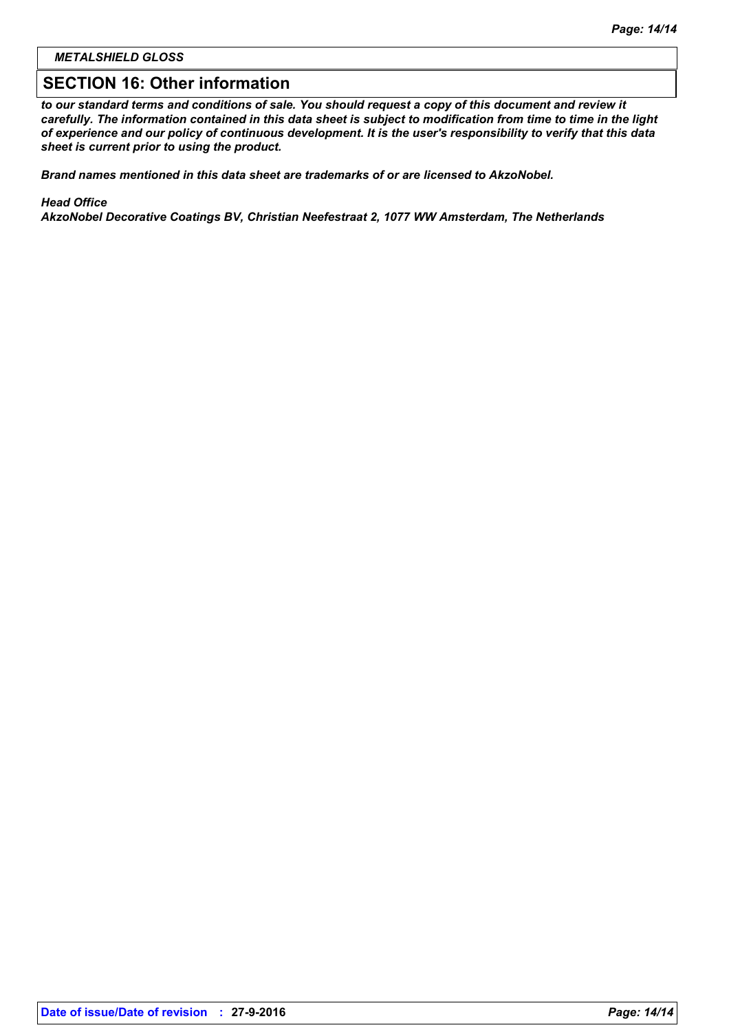## SECTION 16: Other information

***to our standard terms and conditions of sale. You should request a copy of this document and review it carefully. The information contained in this data sheet is subject to modification from time to time in the light of experience and our policy of continuous development. It is the user's responsibility to verify that this data sheet is current prior to using the product.***

***Brand names mentioned in this data sheet are trademarks of or are licensed to AkzoNobel.***

***Head Office***
***AkzoNobel Decorative Coatings BV, Christian Neefestraat 2, 1077 WW Amsterdam, The Netherlands***